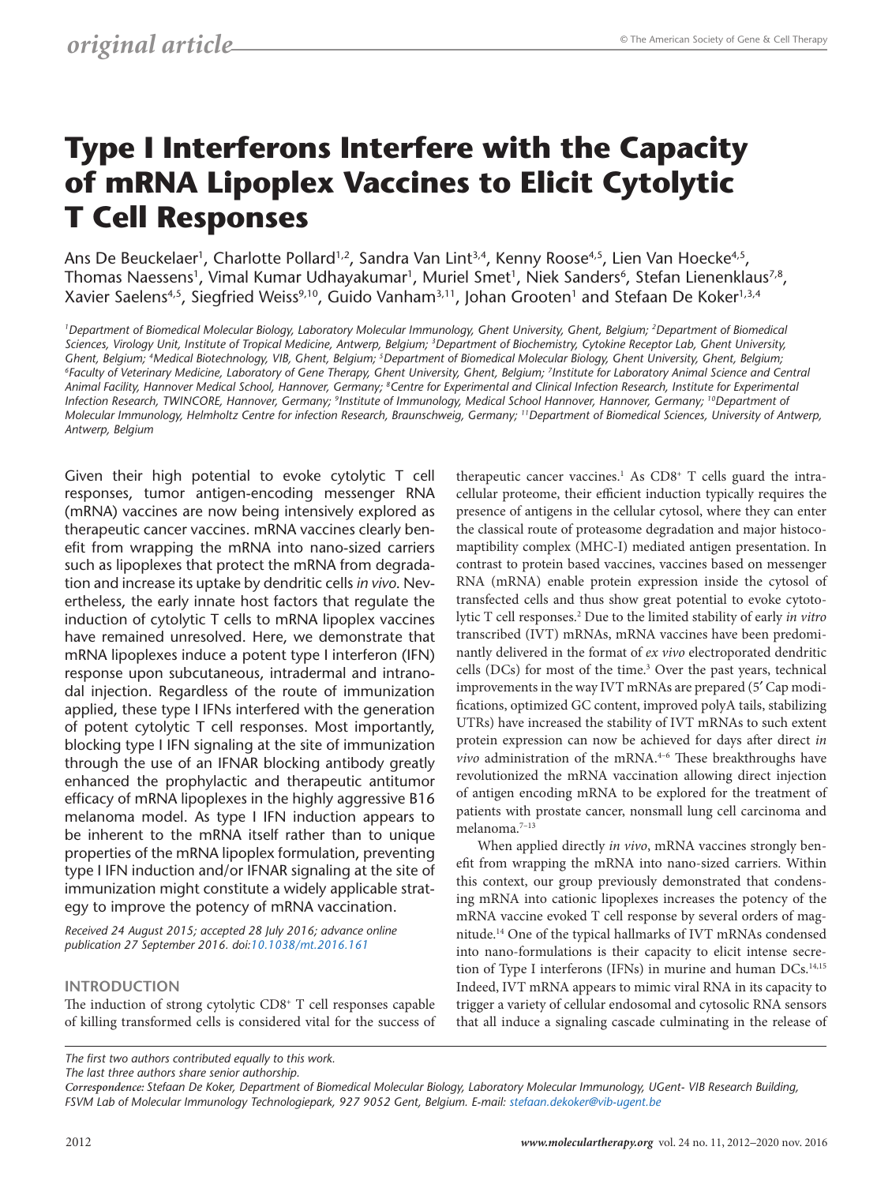# Type I Interferons Interfere with the Capacity of mRNA Lipoplex Vaccines to Elicit Cytolytic T Cell Responses

Ans De Beuckelaer[1], Charlotte Pollard[1,2], Sandra Van Lint[3,4], Kenny Roose[4,5], Lien Van Hoecke[4,5], Thomas Naessens[1], Vimal Kumar Udhayakumar[1], Muriel Smet[1], Niek Sanders[6], Stefan Lienenklaus[7,8], Xavier Saelens[4,5], Siegfried Weiss[9,10], Guido Vanham[3,11], Johan Grooten[1] and Stefaan De Koker[1,3,4]

*[1]Department of Biomedical Molecular Biology, Laboratory Molecular Immunology, Ghent University, Ghent, Belgium; [2]Department of Biomedical Sciences, Virology Unit, Institute of Tropical Medicine, Antwerp, Belgium; [3]Department of Biochemistry, Cytokine Receptor Lab, Ghent University, Ghent, Belgium; [4]Medical Biotechnology, VIB, Ghent, Belgium; [5]Department of Biomedical Molecular Biology, Ghent University, Ghent, Belgium; [6]Faculty of Veterinary Medicine, Laboratory of Gene Therapy, Ghent University, Ghent, Belgium; [7]Institute for Laboratory Animal Science and Central Animal Facility, Hannover Medical School, Hannover, Germany; [8]Centre for Experimental and Clinical Infection Research, Institute for Experimental Infection Research, TWINCORE, Hannover, Germany; [9]Institute of Immunology, Medical School Hannover, Hannover, Germany; [10]Department of Molecular Immunology, Helmholtz Centre for infection Research, Braunschweig, Germany; [11]Department of Biomedical Sciences, University of Antwerp, Antwerp, Belgium*

Given their high potential to evoke cytolytic T cell responses, tumor antigen-encoding messenger RNA (mRNA) vaccines are now being intensively explored as therapeutic cancer vaccines. mRNA vaccines clearly benefit from wrapping the mRNA into nano-sized carriers such as lipoplexes that protect the mRNA from degradation and increase its uptake by dendritic cells *in vivo*. Nevertheless, the early innate host factors that regulate the induction of cytolytic T cells to mRNA lipoplex vaccines have remained unresolved. Here, we demonstrate that mRNA lipoplexes induce a potent type I interferon (IFN) response upon subcutaneous, intradermal and intranodal injection. Regardless of the route of immunization applied, these type I IFNs interfered with the generation of potent cytolytic T cell responses. Most importantly, blocking type I IFN signaling at the site of immunization through the use of an IFNAR blocking antibody greatly enhanced the prophylactic and therapeutic antitumor efficacy of mRNA lipoplexes in the highly aggressive B16 melanoma model. As type I IFN induction appears to be inherent to the mRNA itself rather than to unique properties of the mRNA lipoplex formulation, preventing type I IFN induction and/or IFNAR signaling at the site of immunization might constitute a widely applicable strategy to improve the potency of mRNA vaccination.

*Received 24 August 2015; accepted 28 July 2016; advance online publication 27 September 2016. doi:10.1038/mt.2016.161*

## INTRODUCTION

The induction of strong cytolytic $CD8^+$ T cell responses capable of killing transformed cells is considered vital for the success of therapeutic cancer vaccines.[1] As $CD8^+$ T cells guard the intracellular proteome, their efficient induction typically requires the presence of antigens in the cellular cytosol, where they can enter the classical route of proteasome degradation and major histocompatibility complex (MHC-I) mediated antigen presentation. In contrast to protein based vaccines, vaccines based on messenger RNA (mRNA) enable protein expression inside the cytosol of transfected cells and thus show great potential to evoke cytotolytic T cell responses.[2] Due to the limited stability of early *in vitro* transcribed (IVT) mRNAs, mRNA vaccines have been predominantly delivered in the format of *ex vivo* electroporated dendritic cells (DCs) for most of the time.[3] Over the past years, technical improvements in the way IVT mRNAs are prepared (5′ Cap modifications, optimized GC content, improved polyA tails, stabilizing UTRs) have increased the stability of IVT mRNAs to such extent protein expression can now be achieved for days after direct *in vivo* administration of the mRNA.[4–6] These breakthroughs have revolutionized the mRNA vaccination allowing direct injection of antigen encoding mRNA to be explored for the treatment of patients with prostate cancer, nonsmall lung cell carcinoma and melanoma.[7–13]

When applied directly *in vivo*, mRNA vaccines strongly benefit from wrapping the mRNA into nano-sized carriers. Within this context, our group previously demonstrated that condensing mRNA into cationic lipoplexes increases the potency of the mRNA vaccine evoked T cell response by several orders of magnitude.[14] One of the typical hallmarks of IVT mRNAs condensed into nano-formulations is their capacity to elicit intense secretion of Type I interferons (IFNs) in murine and human DCs.[14,15] Indeed, IVT mRNA appears to mimic viral RNA in its capacity to trigger a variety of cellular endosomal and cytosolic RNA sensors that all induce a signaling cascade culminating in the release of

*The first two authors contributed equally to this work.*

*The last three authors share senior authorship.*

*Correspondence: Stefaan De Koker, Department of Biomedical Molecular Biology, Laboratory Molecular Immunology, UGent- VIB Research Building, FSVM Lab of Molecular Immunology Technologiepark, 927 9052 Gent, Belgium. E-mail: stefaan.dekoker@vib-ugent.be*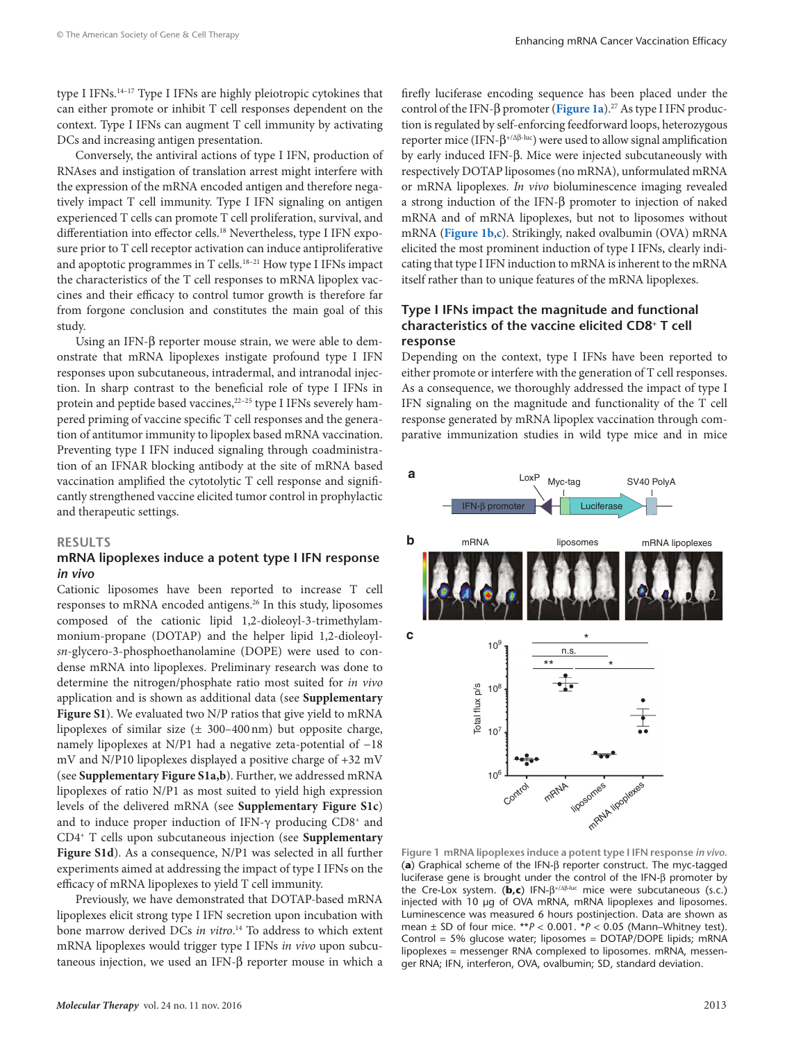type I IFNs.[14–17] Type I IFNs are highly pleiotropic cytokines that can either promote or inhibit T cell responses dependent on the context. Type I IFNs can augment T cell immunity by activating DCs and increasing antigen presentation.

Conversely, the antiviral actions of type I IFN, production of RNAses and instigation of translation arrest might interfere with the expression of the mRNA encoded antigen and therefore negatively impact T cell immunity. Type I IFN signaling on antigen experienced T cells can promote T cell proliferation, survival, and differentiation into effector cells.[18] Nevertheless, type I IFN exposure prior to T cell receptor activation can induce antiproliferative and apoptotic programmes in T cells.[18–21] How type I IFNs impact the characteristics of the T cell responses to mRNA lipoplex vaccines and their efficacy to control tumor growth is therefore far from forgone conclusion and constitutes the main goal of this study.

Using an IFN-β reporter mouse strain, we were able to demonstrate that mRNA lipoplexes instigate profound type I IFN responses upon subcutaneous, intradermal, and intranodal injection. In sharp contrast to the beneficial role of type I IFNs in protein and peptide based vaccines,[22–25] type I IFNs severely hampered priming of vaccine specific T cell responses and the generation of antitumor immunity to lipoplex based mRNA vaccination. Preventing type I IFN induced signaling through coadministration of an IFNAR blocking antibody at the site of mRNA based vaccination amplified the cytotolytic T cell response and significantly strengthened vaccine elicited tumor control in prophylactic and therapeutic settings.

## RESULTS

### mRNA lipoplexes induce a potent type I IFN response *in vivo*

Cationic liposomes have been reported to increase T cell responses to mRNA encoded antigens.[26] In this study, liposomes composed of the cationic lipid 1,2-dioleoyl-3-trimethylammonium-propane (DOTAP) and the helper lipid 1,2-dioleoyl-*sn*-glycero-3-phosphoethanolamine (DOPE) were used to condense mRNA into lipoplexes. Preliminary research was done to determine the nitrogen/phosphate ratio most suited for *in vivo* application and is shown as additional data (see **Supplementary Figure S1**). We evaluated two N/P ratios that give yield to mRNA lipoplexes of similar size (± 300–400 nm) but opposite charge, namely lipoplexes at N/P1 had a negative zeta-potential of −18 mV and N/P10 lipoplexes displayed a positive charge of +32 mV (see **Supplementary Figure S1a,b**). Further, we addressed mRNA lipoplexes of ratio N/P1 as most suited to yield high expression levels of the delivered mRNA (see **Supplementary Figure S1c**) and to induce proper induction of IFN-γ producing CD8+ and CD4+ T cells upon subcutaneous injection (see **Supplementary Figure S1d**). As a consequence, N/P1 was selected in all further experiments aimed at addressing the impact of type I IFNs on the efficacy of mRNA lipoplexes to yield T cell immunity.

Previously, we have demonstrated that DOTAP-based mRNA lipoplexes elicit strong type I IFN secretion upon incubation with bone marrow derived DCs *in vitro*.[14] To address to which extent mRNA lipoplexes would trigger type I IFNs *in vivo* upon subcutaneous injection, we used an IFN-β reporter mouse in which a firefly luciferase encoding sequence has been placed under the control of the IFN-β promoter (**Figure 1a**).[27] As type I IFN production is regulated by self-enforcing feedforward loops, heterozygous reporter mice (IFN-$\beta^{+/\Delta\beta\text{-luc}}$) were used to allow signal amplification by early induced IFN-β. Mice were injected subcutaneously with respectively DOTAP liposomes (no mRNA), unformulated mRNA or mRNA lipoplexes. *In vivo* bioluminescence imaging revealed a strong induction of the IFN-β promoter to injection of naked mRNA and of mRNA lipoplexes, but not to liposomes without mRNA (**Figure 1b,c**). Strikingly, naked ovalbumin (OVA) mRNA elicited the most prominent induction of type I IFNs, clearly indicating that type I IFN induction to mRNA is inherent to the mRNA itself rather than to unique features of the mRNA lipoplexes.

### Type I IFNs impact the magnitude and functional characteristics of the vaccine elicited CD8+ T cell response

Depending on the context, type I IFNs have been reported to either promote or interfere with the generation of T cell responses. As a consequence, we thoroughly addressed the impact of type I IFN signaling on the magnitude and functionality of the T cell response generated by mRNA lipoplex vaccination through comparative immunization studies in wild type mice and in mice

**Figure 1 mRNA lipoplexes induce a potent type I IFN response *in vivo*.** (**a**) Graphical scheme of the IFN-β reporter construct. The myc-tagged luciferase gene is brought under the control of the IFN-β promoter by the Cre-Lox system. (**b**,**c**) IFN-$\beta^{+/\Delta\beta\text{-luc}}$ mice were subcutaneously (s.c.) injected with 10 µg of OVA mRNA, mRNA lipoplexes and liposomes. Luminescence was measured 6 hours postinjection. Data are shown as mean ± SD of four mice. $^{**}P < 0.001$. $^{*}P < 0.05$ (Mann–Whitney test). Control = 5% glucose water; liposomes = DOTAP/DOPE lipids; mRNA lipoplexes = messenger RNA complexed to liposomes. mRNA, messenger RNA; IFN, interferon, OVA, ovalbumin; SD, standard deviation.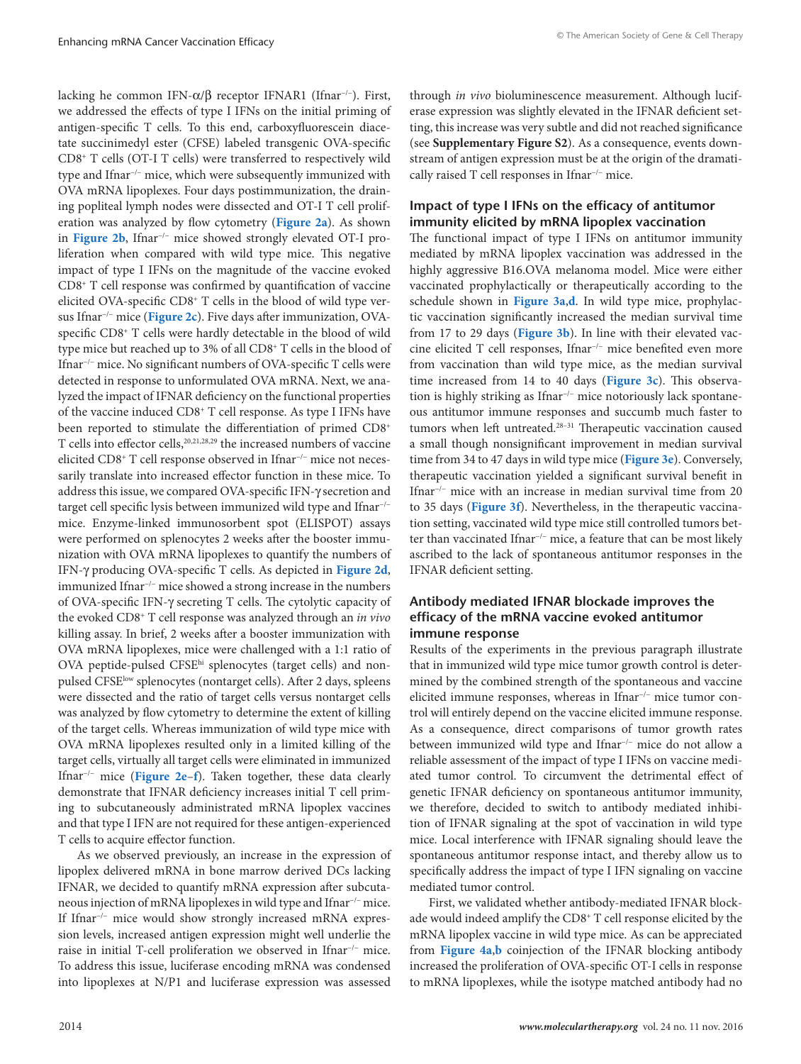lacking he common IFN-α/β receptor IFNAR1 (Ifnar$^{-/-}$). First, we addressed the effects of type I IFNs on the initial priming of antigen-specific T cells. To this end, carboxyfluorescein diacetate succinimedyl ester (CFSE) labeled transgenic OVA-specific CD8$^{+}$ T cells (OT-I T cells) were transferred to respectively wild type and Ifnar$^{-/-}$ mice, which were subsequently immunized with OVA mRNA lipoplexes. Four days postimmunization, the draining popliteal lymph nodes were dissected and OT-I T cell proliferation was analyzed by flow cytometry (**Figure 2a**). As shown in **Figure 2b**, Ifnar$^{-/-}$ mice showed strongly elevated OT-I proliferation when compared with wild type mice. This negative impact of type I IFNs on the magnitude of the vaccine evoked CD8$^{+}$ T cell response was confirmed by quantification of vaccine elicited OVA-specific CD8$^{+}$ T cells in the blood of wild type versus Ifnar$^{-/-}$ mice (**Figure 2c**). Five days after immunization, OVA-specific CD8$^{+}$ T cells were hardly detectable in the blood of wild type mice but reached up to 3% of all CD8$^{+}$ T cells in the blood of Ifnar$^{-/-}$ mice. No significant numbers of OVA-specific T cells were detected in response to unformulated OVA mRNA. Next, we analyzed the impact of IFNAR deficiency on the functional properties of the vaccine induced CD8$^{+}$ T cell response. As type I IFNs have been reported to stimulate the differentiation of primed CD8$^{+}$ T cells into effector cells,[20,21,28,29] the increased numbers of vaccine elicited CD8$^{+}$ T cell response observed in Ifnar$^{-/-}$ mice not necessarily translate into increased effector function in these mice. To address this issue, we compared OVA-specific IFN-γ secretion and target cell specific lysis between immunized wild type and Ifnar$^{-/-}$ mice. Enzyme-linked immunosorbent spot (ELISPOT) assays were performed on splenocytes 2 weeks after the booster immunization with OVA mRNA lipoplexes to quantify the numbers of IFN-γ producing OVA-specific T cells. As depicted in **Figure 2d**, immunized Ifnar$^{-/-}$ mice showed a strong increase in the numbers of OVA-specific IFN-γ secreting T cells. The cytolytic capacity of the evoked CD8$^{+}$ T cell response was analyzed through an *in vivo* killing assay. In brief, 2 weeks after a booster immunization with OVA mRNA lipoplexes, mice were challenged with a 1:1 ratio of OVA peptide-pulsed CFSE$^{hi}$ splenocytes (target cells) and nonpulsed CFSE$^{low}$ splenocytes (nontarget cells). After 2 days, spleens were dissected and the ratio of target cells versus nontarget cells was analyzed by flow cytometry to determine the extent of killing of the target cells. Whereas immunization of wild type mice with OVA mRNA lipoplexes resulted only in a limited killing of the target cells, virtually all target cells were eliminated in immunized Ifnar$^{-/-}$ mice (**Figure 2e–f**). Taken together, these data clearly demonstrate that IFNAR deficiency increases initial T cell priming to subcutaneously administrated mRNA lipoplex vaccines and that type I IFN are not required for these antigen-experienced T cells to acquire effector function.

As we observed previously, an increase in the expression of lipoplex delivered mRNA in bone marrow derived DCs lacking IFNAR, we decided to quantify mRNA expression after subcutaneous injection of mRNA lipoplexes in wild type and Ifnar$^{-/-}$ mice. If Ifnar$^{-/-}$ mice would show strongly increased mRNA expression levels, increased antigen expression might well underlie the raise in initial T-cell proliferation we observed in Ifnar$^{-/-}$ mice. To address this issue, luciferase encoding mRNA was condensed into lipoplexes at N/P1 and luciferase expression was assessed through *in vivo* bioluminescence measurement. Although luciferase expression was slightly elevated in the IFNAR deficient setting, this increase was very subtle and did not reached significance (see **Supplementary Figure S2**). As a consequence, events downstream of antigen expression must be at the origin of the dramatically raised T cell responses in Ifnar$^{-/-}$ mice.

## Impact of type I IFNs on the efficacy of antitumor immunity elicited by mRNA lipoplex vaccination

The functional impact of type I IFNs on antitumor immunity mediated by mRNA lipoplex vaccination was addressed in the highly aggressive B16.OVA melanoma model. Mice were either vaccinated prophylactically or therapeutically according to the schedule shown in **Figure 3a,d**. In wild type mice, prophylactic vaccination significantly increased the median survival time from 17 to 29 days (**Figure 3b**). In line with their elevated vaccine elicited T cell responses, Ifnar$^{-/-}$ mice benefited even more from vaccination than wild type mice, as the median survival time increased from 14 to 40 days (**Figure 3c**). This observation is highly striking as Ifnar$^{-/-}$ mice notoriously lack spontaneous antitumor immune responses and succumb much faster to tumors when left untreated.[28–31] Therapeutic vaccination caused a small though nonsignificant improvement in median survival time from 34 to 47 days in wild type mice (**Figure 3e**). Conversely, therapeutic vaccination yielded a significant survival benefit in Ifnar$^{-/-}$ mice with an increase in median survival time from 20 to 35 days (**Figure 3f**). Nevertheless, in the therapeutic vaccination setting, vaccinated wild type mice still controlled tumors better than vaccinated Ifnar$^{-/-}$ mice, a feature that can be most likely ascribed to the lack of spontaneous antitumor responses in the IFNAR deficient setting.

## Antibody mediated IFNAR blockade improves the efficacy of the mRNA vaccine evoked antitumor immune response

Results of the experiments in the previous paragraph illustrate that in immunized wild type mice tumor growth control is determined by the combined strength of the spontaneous and vaccine elicited immune responses, whereas in Ifnar$^{-/-}$ mice tumor control will entirely depend on the vaccine elicited immune response. As a consequence, direct comparisons of tumor growth rates between immunized wild type and Ifnar$^{-/-}$ mice do not allow a reliable assessment of the impact of type I IFNs on vaccine mediated tumor control. To circumvent the detrimental effect of genetic IFNAR deficiency on spontaneous antitumor immunity, we therefore, decided to switch to antibody mediated inhibition of IFNAR signaling at the spot of vaccination in wild type mice. Local interference with IFNAR signaling should leave the spontaneous antitumor response intact, and thereby allow us to specifically address the impact of type I IFN signaling on vaccine mediated tumor control.

First, we validated whether antibody-mediated IFNAR blockade would indeed amplify the CD8$^{+}$ T cell response elicited by the mRNA lipoplex vaccine in wild type mice. As can be appreciated from **Figure 4a,b** coinjection of the IFNAR blocking antibody increased the proliferation of OVA-specific OT-I cells in response to mRNA lipoplexes, while the isotype matched antibody had no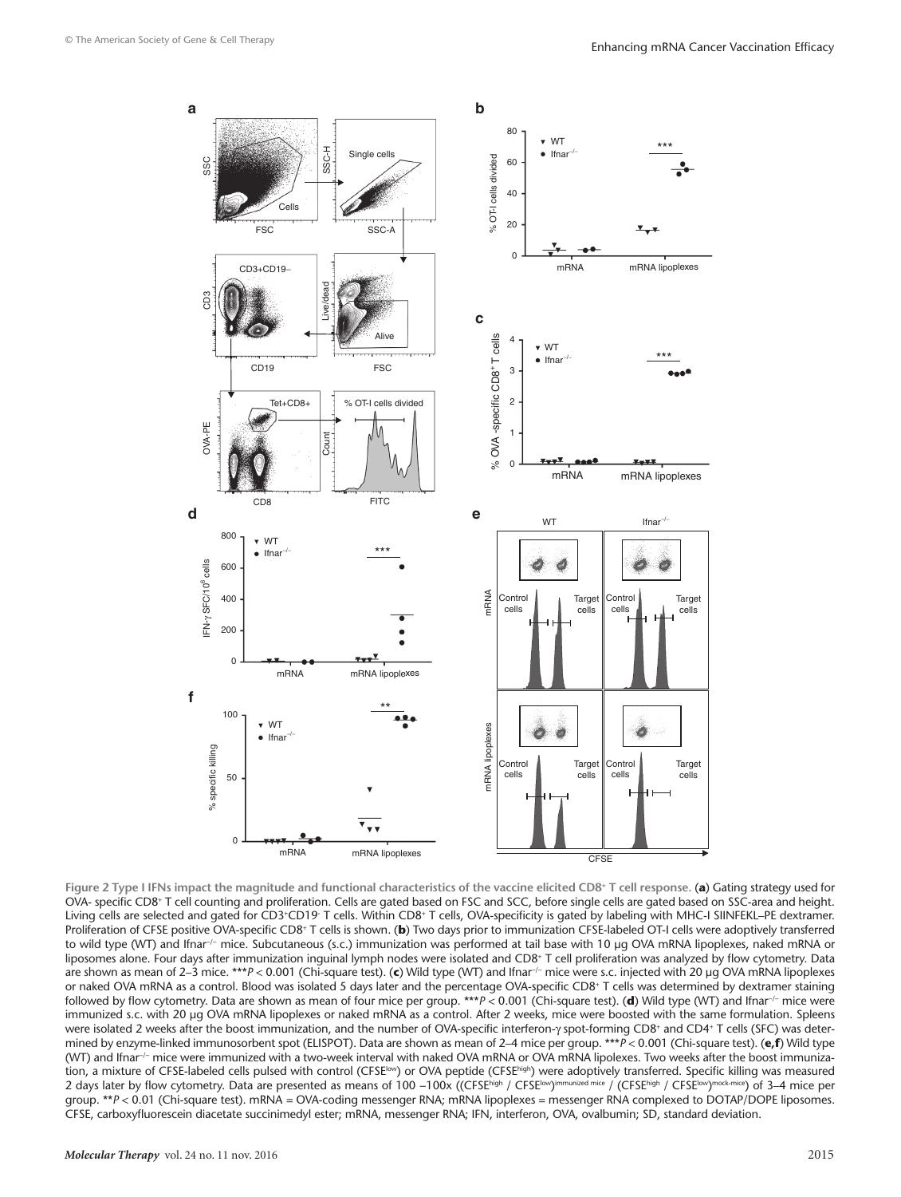**Figure 2 Type I IFNs impact the magnitude and functional characteristics of the vaccine elicited CD8⁺ T cell response.** (**a**) Gating strategy used for OVA- specific CD8⁺ T cell counting and proliferation. Cells are gated based on FSC and SCC, before single cells are gated based on SSC-area and height. Living cells are selected and gated for CD3⁺CD19⁻ T cells. Within CD8⁺ T cells, OVA-specificity is gated by labeling with MHC-I SIINFEKL–PE dextramer. Proliferation of CFSE positive OVA-specific CD8⁺ T cells is shown. (**b**) Two days prior to immunization CFSE-labeled OT-I cells were adoptively transferred to wild type (WT) and Ifnar$^{-/-}$ mice. Subcutaneous (s.c.) immunization was performed at tail base with 10 µg OVA mRNA lipoplexes, naked mRNA or liposomes alone. Four days after immunization inguinal lymph nodes were isolated and CD8⁺ T cell proliferation was analyzed by flow cytometry. Data are shown as mean of 2–3 mice. ***$P < 0.001$ (Chi-square test). (**c**) Wild type (WT) and Ifnar$^{-/-}$ mice were s.c. injected with 20 µg OVA mRNA lipoplexes or naked OVA mRNA as a control. Blood was isolated 5 days later and the percentage OVA-specific CD8⁺ T cells was determined by dextramer staining followed by flow cytometry. Data are shown as mean of four mice per group. ***$P < 0.001$ (Chi-square test). (**d**) Wild type (WT) and Ifnar$^{-/-}$ mice were immunized s.c. with 20 µg OVA mRNA lipoplexes or naked mRNA as a control. After 2 weeks, mice were boosted with the same formulation. Spleens were isolated 2 weeks after the boost immunization, and the number of OVA-specific interferon-γ spot-forming CD8⁺ and CD4⁺ T cells (SFC) was determined by enzyme-linked immunosorbent spot (ELISPOT). Data are shown as mean of 2–4 mice per group. ***$P < 0.001$ (Chi-square test). (**e,f**) Wild type (WT) and Ifnar$^{-/-}$ mice were immunized with a two-week interval with naked OVA mRNA or OVA mRNA lipolexes. Two weeks after the boost immunization, a mixture of CFSE-labeled cells pulsed with control (CFSE$^{low}$) or OVA peptide (CFSE$^{high}$) were adoptively transferred. Specific killing was measured 2 days later by flow cytometry. Data are presented as means of 100 –100x ((CFSE$^{high}$ / CFSE$^{low}$)$^{immunized\ mice}$ / (CFSE$^{high}$ / CFSE$^{low}$)$^{mock\text{-}mice}$) of 3–4 mice per group. **$P < 0.01$ (Chi-square test). mRNA = OVA-coding messenger RNA; mRNA lipoplexes = messenger RNA complexed to DOTAP/DOPE liposomes. CFSE, carboxyfluorescein diacetate succinimedyl ester; mRNA, messenger RNA; IFN, interferon, OVA, ovalbumin; SD, standard deviation.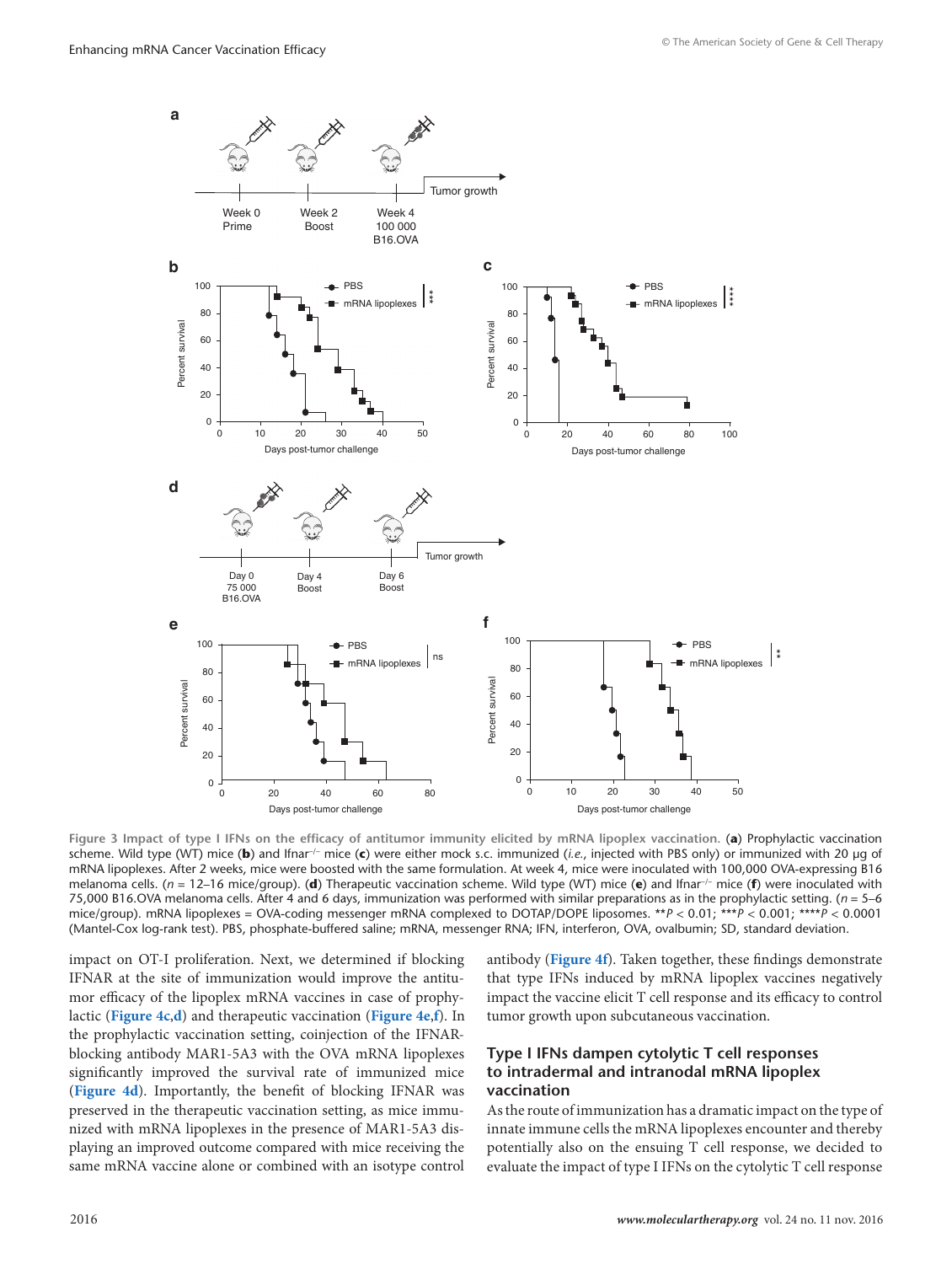Figure 3 Impact of type I IFNs on the efficacy of antitumor immunity elicited by mRNA lipoplex vaccination. (**a**) Prophylactic vaccination scheme. Wild type (WT) mice (**b**) and Ifnar$^{-/-}$ mice (**c**) were either mock s.c. immunized (*i.e.*, injected with PBS only) or immunized with 20 µg of mRNA lipoplexes. After 2 weeks, mice were boosted with the same formulation. At week 4, mice were inoculated with 100,000 OVA-expressing B16 melanoma cells. ($n$ = 12–16 mice/group). (**d**) Therapeutic vaccination scheme. Wild type (WT) mice (**e**) and Ifnar$^{-/-}$ mice (**f**) were inoculated with 75,000 B16.OVA melanoma cells. After 4 and 6 days, immunization was performed with similar preparations as in the prophylactic setting. ($n$ = 5–6 mice/group). mRNA lipoplexes = OVA-coding messenger mRNA complexed to DOTAP/DOPE liposomes. **$P$ < 0.01; ***$P$ < 0.001; ****$P$ < 0.0001 (Mantel-Cox log-rank test). PBS, phosphate-buffered saline; mRNA, messenger RNA; IFN, interferon, OVA, ovalbumin; SD, standard deviation.

impact on OT-I proliferation. Next, we determined if blocking IFNAR at the site of immunization would improve the antitumor efficacy of the lipoplex mRNA vaccines in case of prophylactic (**Figure 4c**,**d**) and therapeutic vaccination (**Figure 4e**,**f**). In the prophylactic vaccination setting, coinjection of the IFNAR-blocking antibody MAR1-5A3 with the OVA mRNA lipoplexes significantly improved the survival rate of immunized mice (**Figure 4d**). Importantly, the benefit of blocking IFNAR was preserved in the therapeutic vaccination setting, as mice immunized with mRNA lipoplexes in the presence of MAR1-5A3 displaying an improved outcome compared with mice receiving the same mRNA vaccine alone or combined with an isotype control antibody (**Figure 4f**). Taken together, these findings demonstrate that type IFNs induced by mRNA lipoplex vaccines negatively impact the vaccine elicit T cell response and its efficacy to control tumor growth upon subcutaneous vaccination.

### Type I IFNs dampen cytolytic T cell responses to intradermal and intranodal mRNA lipoplex vaccination

As the route of immunization has a dramatic impact on the type of innate immune cells the mRNA lipoplexes encounter and thereby potentially also on the ensuing T cell response, we decided to evaluate the impact of type I IFNs on the cytolytic T cell response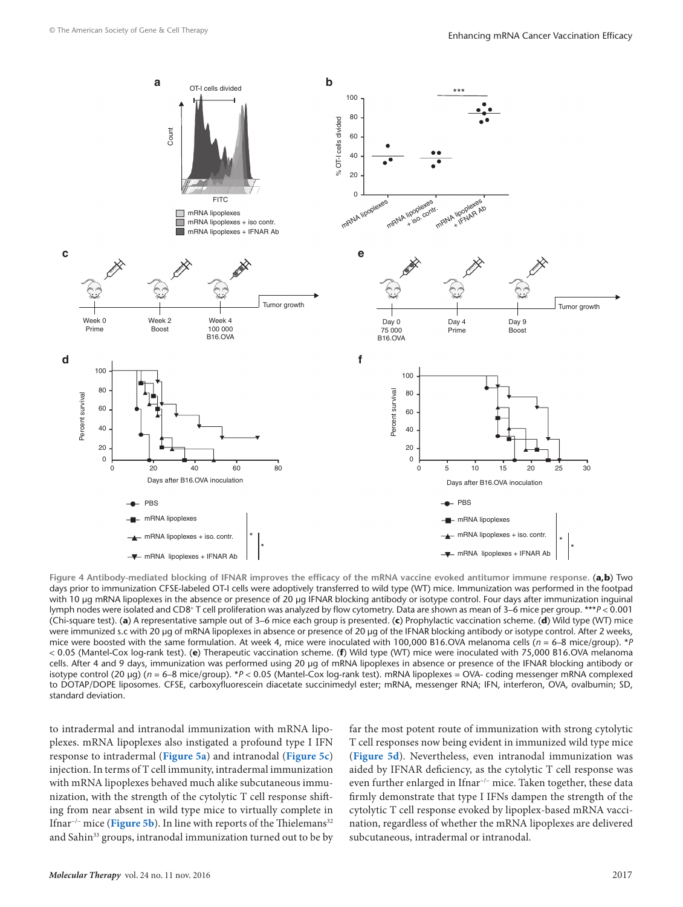**Figure 4 Antibody-mediated blocking of IFNAR improves the efficacy of the mRNA vaccine evoked antitumor immune response.** (**a,b**) Two days prior to immunization CFSE-labeled OT-I cells were adoptively transferred to wild type (WT) mice. Immunization was performed in the footpad with 10 µg mRNA lipoplexes in the absence or presence of 20 µg IFNAR blocking antibody or isotype control. Four days after immunization inguinal lymph nodes were isolated and $CD8^+$ T cell proliferation was analyzed by flow cytometry. Data are shown as mean of 3–6 mice per group. ***$P < 0.001$ (Chi-square test). (**a**) A representative sample out of 3–6 mice each group is presented. (**c**) Prophylactic vaccination scheme. (**d**) Wild type (WT) mice were immunized s.c with 20 µg of mRNA lipoplexes in the absence or presence of 20 µg of the IFNAR blocking antibody or isotype control. After 2 weeks, mice were boosted with the same formulation. At week 4, mice were inoculated with 100,000 B16.OVA melanoma cells ($n$ = 6–8 mice/group). *$P < 0.05$ (Mantel-Cox log-rank test). (**e**) Therapeutic vaccination scheme. (**f**) Wild type (WT) mice were inoculated with 75,000 B16.OVA melanoma cells. After 4 and 9 days, immunization was performed using 20 µg of mRNA lipoplexes in absence or presence of the IFNAR blocking antibody or isotype control (20 µg) ($n$ = 6–8 mice/group). *$P < 0.05$ (Mantel-Cox log-rank test). mRNA lipoplexes = OVA- coding messenger mRNA complexed to DOTAP/DOPE liposomes. CFSE, carboxyfluorescein diacetate succinimedyl ester; mRNA, messenger RNA; IFN, interferon, OVA, ovalbumin; SD, standard deviation.

to intradermal and intranodal immunization with mRNA lipoplexes. mRNA lipoplexes also instigated a profound type I IFN response to intradermal (**Figure 5a**) and intranodal (**Figure 5c**) injection. In terms of T cell immunity, intradermal immunization with mRNA lipoplexes behaved much alike subcutaneous immunization, with the strength of the cytolytic T cell response shifting from near absent in wild type mice to virtually complete in Ifnar$^{-/-}$ mice (**Figure 5b**). In line with reports of the Thielemans[32] and Sahin[33] groups, intranodal immunization turned out to be by far the most potent route of immunization with strong cytolytic T cell responses now being evident in immunized wild type mice (**Figure 5d**). Nevertheless, even intranodal immunization was aided by IFNAR deficiency, as the cytolytic T cell response was even further enlarged in Ifnar$^{-/-}$ mice. Taken together, these data firmly demonstrate that type I IFNs dampen the strength of the cytolytic T cell response evoked by lipoplex-based mRNA vaccination, regardless of whether the mRNA lipoplexes are delivered subcutaneous, intradermal or intranodal.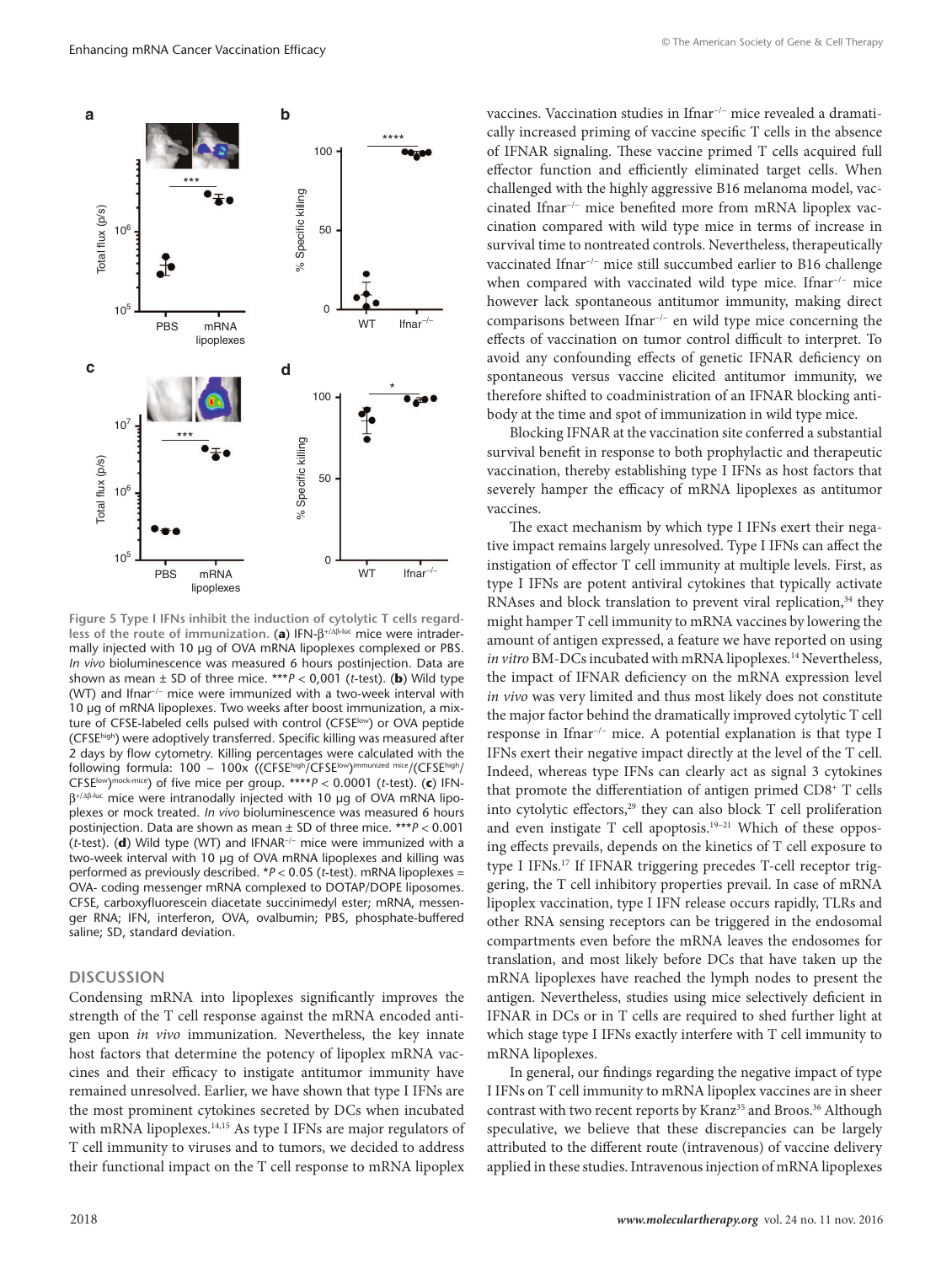Figure 5 Type I IFNs inhibit the induction of cytolytic T cells regardless of the route of immunization. (**a**) IFN-$\beta^{+/\Delta\beta\text{-luc}}$ mice were intradermally injected with 10 µg of OVA mRNA lipoplexes complexed or PBS. *In vivo* bioluminescence was measured 6 hours postinjection. Data are shown as mean ± SD of three mice. ***$P$ < 0,001 ($t$-test). (**b**) Wild type (WT) and Ifnar$^{-/-}$ mice were immunized with a two-week interval with 10 µg of mRNA lipoplexes. Two weeks after boost immunization, a mixture of CFSE-labeled cells pulsed with control (CFSE$^{low}$) or OVA peptide (CFSE$^{high}$) were adoptively transferred. Specific killing was measured after 2 days by flow cytometry. Killing percentages were calculated with the following formula: $100 - 100x\ ((\mathrm{CFSE}^{high}/\mathrm{CFSE}^{low})^{\text{immunized mice}}/(\mathrm{CFSE}^{high}/\mathrm{CFSE}^{low})^{\text{mock-mice}})$ of five mice per group. ****$P$ < 0.0001 ($t$-test). (**c**) IFN-$\beta^{+/\Delta\beta\text{-luc}}$ mice were intranodally injected with 10 µg of OVA mRNA lipoplexes or mock treated. *In vivo* bioluminescence was measured 6 hours postinjection. Data are shown as mean ± SD of three mice. ***$P$ < 0.001 ($t$-test). (**d**) Wild type (WT) and IFNAR$^{-/-}$ mice were immunized with a two-week interval with 10 µg of OVA mRNA lipoplexes and killing was performed as previously described. *$P$ < 0.05 ($t$-test). mRNA lipoplexes = OVA- coding messenger mRNA complexed to DOTAP/DOPE liposomes. CFSE, carboxyfluorescein diacetate succinimedyl ester; mRNA, messenger RNA; IFN, interferon, OVA, ovalbumin; PBS, phosphate-buffered saline; SD, standard deviation.

## DISCUSSION

Condensing mRNA into lipoplexes significantly improves the strength of the T cell response against the mRNA encoded antigen upon *in vivo* immunization. Nevertheless, the key innate host factors that determine the potency of lipoplex mRNA vaccines and their efficacy to instigate antitumor immunity have remained unresolved. Earlier, we have shown that type I IFNs are the most prominent cytokines secreted by DCs when incubated with mRNA lipoplexes.[14,15] As type I IFNs are major regulators of T cell immunity to viruses and to tumors, we decided to address their functional impact on the T cell response to mRNA lipoplex vaccines. Vaccination studies in Ifnar$^{-/-}$ mice revealed a dramatically increased priming of vaccine specific T cells in the absence of IFNAR signaling. These vaccine primed T cells acquired full effector function and efficiently eliminated target cells. When challenged with the highly aggressive B16 melanoma model, vaccinated Ifnar$^{-/-}$ mice benefited more from mRNA lipoplex vaccination compared with wild type mice in terms of increase in survival time to nontreated controls. Nevertheless, therapeutically vaccinated Ifnar$^{-/-}$ mice still succumbed earlier to B16 challenge when compared with vaccinated wild type mice. Ifnar$^{-/-}$ mice however lack spontaneous antitumor immunity, making direct comparisons between Ifnar$^{-/-}$ en wild type mice concerning the effects of vaccination on tumor control difficult to interpret. To avoid any confounding effects of genetic IFNAR deficiency on spontaneous versus vaccine elicited antitumor immunity, we therefore shifted to coadministration of an IFNAR blocking antibody at the time and spot of immunization in wild type mice.

Blocking IFNAR at the vaccination site conferred a substantial survival benefit in response to both prophylactic and therapeutic vaccination, thereby establishing type I IFNs as host factors that severely hamper the efficacy of mRNA lipoplexes as antitumor vaccines.

The exact mechanism by which type I IFNs exert their negative impact remains largely unresolved. Type I IFNs can affect the instigation of effector T cell immunity at multiple levels. First, as type I IFNs are potent antiviral cytokines that typically activate RNAses and block translation to prevent viral replication,[34] they might hamper T cell immunity to mRNA vaccines by lowering the amount of antigen expressed, a feature we have reported on using *in vitro* BM-DCs incubated with mRNA lipoplexes.[14] Nevertheless, the impact of IFNAR deficiency on the mRNA expression level *in vivo* was very limited and thus most likely does not constitute the major factor behind the dramatically improved cytolytic T cell response in Ifnar$^{-/-}$ mice. A potential explanation is that type I IFNs exert their negative impact directly at the level of the T cell. Indeed, whereas type IFNs can clearly act as signal 3 cytokines that promote the differentiation of antigen primed CD8$^{+}$ T cells into cytolytic effectors,[29] they can also block T cell proliferation and even instigate T cell apoptosis.[19–21] Which of these opposing effects prevails, depends on the kinetics of T cell exposure to type I IFNs.[17] If IFNAR triggering precedes T-cell receptor triggering, the T cell inhibitory properties prevail. In case of mRNA lipoplex vaccination, type I IFN release occurs rapidly, TLRs and other RNA sensing receptors can be triggered in the endosomal compartments even before the mRNA leaves the endosomes for translation, and most likely before DCs that have taken up the mRNA lipoplexes have reached the lymph nodes to present the antigen. Nevertheless, studies using mice selectively deficient in IFNAR in DCs or in T cells are required to shed further light at which stage type I IFNs exactly interfere with T cell immunity to mRNA lipoplexes.

In general, our findings regarding the negative impact of type I IFNs on T cell immunity to mRNA lipoplex vaccines are in sheer contrast with two recent reports by Kranz[35] and Broos.[36] Although speculative, we believe that these discrepancies can be largely attributed to the different route (intravenous) of vaccine delivery applied in these studies. Intravenous injection of mRNA lipoplexes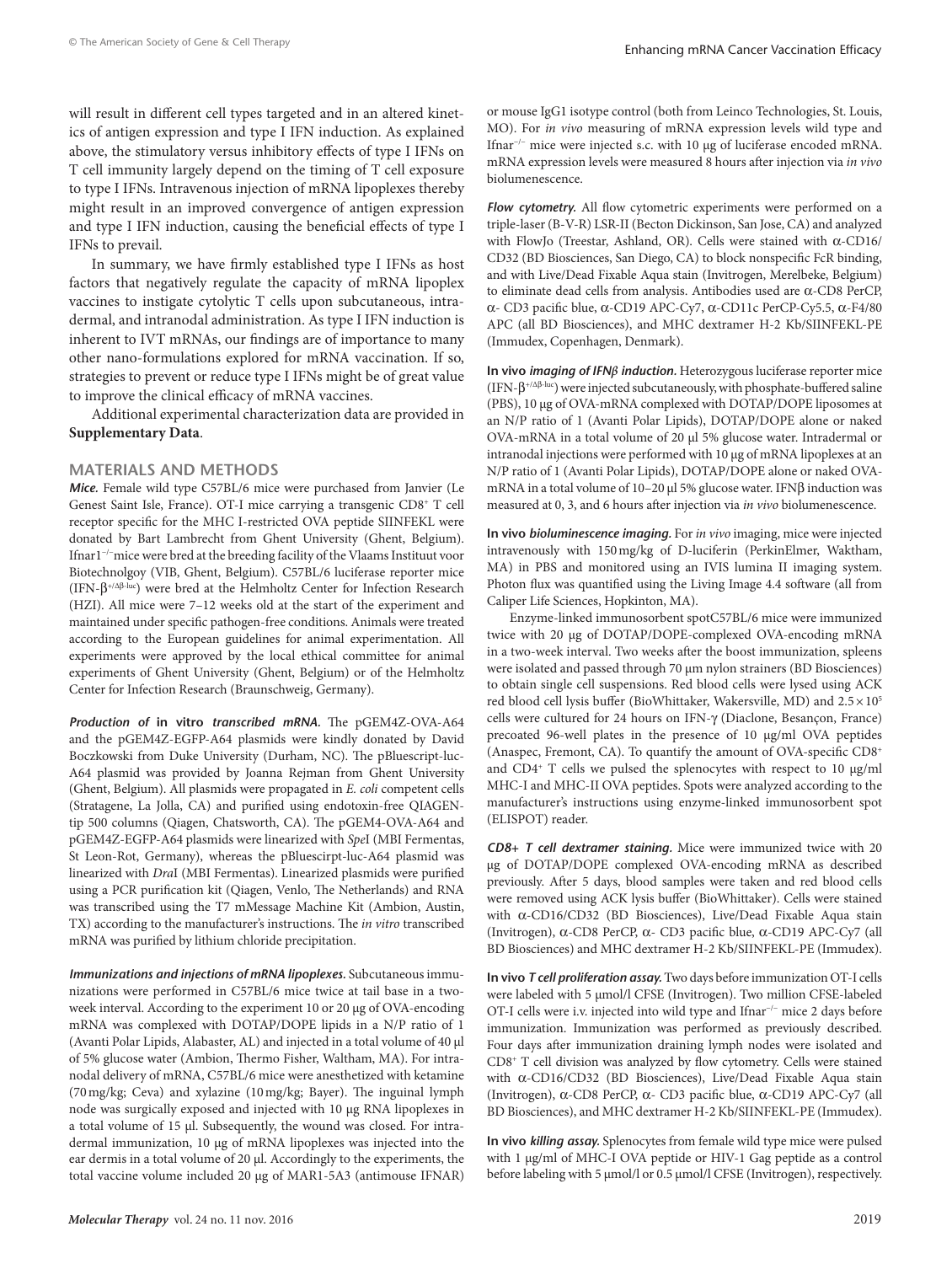will result in different cell types targeted and in an altered kinetics of antigen expression and type I IFN induction. As explained above, the stimulatory versus inhibitory effects of type I IFNs on T cell immunity largely depend on the timing of T cell exposure to type I IFNs. Intravenous injection of mRNA lipoplexes thereby might result in an improved convergence of antigen expression and type I IFN induction, causing the beneficial effects of type I IFNs to prevail.

In summary, we have firmly established type I IFNs as host factors that negatively regulate the capacity of mRNA lipoplex vaccines to instigate cytolytic T cells upon subcutaneous, intradermal, and intranodal administration. As type I IFN induction is inherent to IVT mRNAs, our findings are of importance to many other nano-formulations explored for mRNA vaccination. If so, strategies to prevent or reduce type I IFNs might be of great value to improve the clinical efficacy of mRNA vaccines.

Additional experimental characterization data are provided in **Supplementary Data**.

## MATERIALS AND METHODS

***Mice.*** Female wild type C57BL/6 mice were purchased from Janvier (Le Genest Saint Isle, France). OT-I mice carrying a transgenic CD8+ T cell receptor specific for the MHC I-restricted OVA peptide SIINFEKL were donated by Bart Lambrecht from Ghent University (Ghent, Belgium). Ifnar1−/− mice were bred at the breeding facility of the Vlaams Instituut voor Biotechnolgoy (VIB, Ghent, Belgium). C57BL/6 luciferase reporter mice (IFN-$\beta^{+/\Delta\beta\text{-luc}}$) were bred at the Helmholtz Center for Infection Research (HZI). All mice were 7–12 weeks old at the start of the experiment and maintained under specific pathogen-free conditions. Animals were treated according to the European guidelines for animal experimentation. All experiments were approved by the local ethical committee for animal experiments of Ghent University (Ghent, Belgium) or of the Helmholtz Center for Infection Research (Braunschweig, Germany).

***Production of* in vitro *transcribed mRNA.*** The pGEM4Z-OVA-A64 and the pGEM4Z-EGFP-A64 plasmids were kindly donated by David Boczkowski from Duke University (Durham, NC). The pBluescript-luc-A64 plasmid was provided by Joanna Rejman from Ghent University (Ghent, Belgium). All plasmids were propagated in *E. coli* competent cells (Stratagene, La Jolla, CA) and purified using endotoxin-free QIAGEN-tip 500 columns (Qiagen, Chatsworth, CA). The pGEM4-OVA-A64 and pGEM4Z-EGFP-A64 plasmids were linearized with *Spe*I (MBI Fermentas, St Leon-Rot, Germany), whereas the pBluescirpt-luc-A64 plasmid was linearized with *Dra*I (MBI Fermentas). Linearized plasmids were purified using a PCR purification kit (Qiagen, Venlo, The Netherlands) and RNA was transcribed using the T7 mMessage Machine Kit (Ambion, Austin, TX) according to the manufacturer's instructions. The *in vitro* transcribed mRNA was purified by lithium chloride precipitation.

***Immunizations and injections of mRNA lipoplexes.*** Subcutaneous immunizations were performed in C57BL/6 mice twice at tail base in a two-week interval. According to the experiment 10 or 20 µg of OVA-encoding mRNA was complexed with DOTAP/DOPE lipids in a N/P ratio of 1 (Avanti Polar Lipids, Alabaster, AL) and injected in a total volume of 40 µl of 5% glucose water (Ambion, Thermo Fisher, Waltham, MA). For intranodal delivery of mRNA, C57BL/6 mice were anesthetized with ketamine (70 mg/kg; Ceva) and xylazine (10 mg/kg; Bayer). The inguinal lymph node was surgically exposed and injected with 10 µg RNA lipoplexes in a total volume of 15 µl. Subsequently, the wound was closed. For intradermal immunization, 10 µg of mRNA lipoplexes was injected into the ear dermis in a total volume of 20 µl. Accordingly to the experiments, the total vaccine volume included 20 µg of MAR1-5A3 (antimouse IFNAR) or mouse IgG1 isotype control (both from Leinco Technologies, St. Louis, MO). For *in vivo* measuring of mRNA expression levels wild type and Ifnar−/− mice were injected s.c. with 10 µg of luciferase encoded mRNA. mRNA expression levels were measured 8 hours after injection via *in vivo* biolumenescence.

***Flow cytometry.*** All flow cytometric experiments were performed on a triple-laser (B-V-R) LSR-II (Becton Dickinson, San Jose, CA) and analyzed with FlowJo (Treestar, Ashland, OR). Cells were stained with α-CD16/CD32 (BD Biosciences, San Diego, CA) to block nonspecific FcR binding, and with Live/Dead Fixable Aqua stain (Invitrogen, Merelbeke, Belgium) to eliminate dead cells from analysis. Antibodies used are α-CD8 PerCP, α- CD3 pacific blue, α-CD19 APC-Cy7, α-CD11c PerCP-Cy5.5, α-F4/80 APC (all BD Biosciences), and MHC dextramer H-2 Kb/SIINFEKL-PE (Immudex, Copenhagen, Denmark).

**In vivo *imaging of IFNβ induction.*** Heterozygous luciferase reporter mice (IFN-$\beta^{+/\Delta\beta\text{-luc}}$) were injected subcutaneously, with phosphate-buffered saline (PBS), 10 µg of OVA-mRNA complexed with DOTAP/DOPE liposomes at an N/P ratio of 1 (Avanti Polar Lipids), DOTAP/DOPE alone or naked OVA-mRNA in a total volume of 20 µl 5% glucose water. Intradermal or intranodal injections were performed with 10 µg of mRNA lipoplexes at an N/P ratio of 1 (Avanti Polar Lipids), DOTAP/DOPE alone or naked OVA-mRNA in a total volume of 10–20 µl 5% glucose water. IFNβ induction was measured at 0, 3, and 6 hours after injection via *in vivo* biolumenescence.

**In vivo *bioluminescence imaging.*** For *in vivo* imaging, mice were injected intravenously with 150 mg/kg of D-luciferin (PerkinElmer, Waktham, MA) in PBS and monitored using an IVIS lumina II imaging system. Photon flux was quantified using the Living Image 4.4 software (all from Caliper Life Sciences, Hopkinton, MA).

Enzyme-linked immunosorbent spotC57BL/6 mice were immunized twice with 20 µg of DOTAP/DOPE-complexed OVA-encoding mRNA in a two-week interval. Two weeks after the boost immunization, spleens were isolated and passed through 70 µm nylon strainers (BD Biosciences) to obtain single cell suspensions. Red blood cells were lysed using ACK red blood cell lysis buffer (BioWhittaker, Wakersville, MD) and $2.5 \times 10^5$ cells were cultured for 24 hours on IFN-γ (Diaclone, Besançon, France) precoated 96-well plates in the presence of 10 µg/ml OVA peptides (Anaspec, Fremont, CA). To quantify the amount of OVA-specific CD8+ and CD4+ T cells we pulsed the splenocytes with respect to 10 µg/ml MHC-I and MHC-II OVA peptides. Spots were analyzed according to the manufacturer's instructions using enzyme-linked immunosorbent spot (ELISPOT) reader.

***CD8+ T cell dextramer staining.*** Mice were immunized twice with 20 µg of DOTAP/DOPE complexed OVA-encoding mRNA as described previously. After 5 days, blood samples were taken and red blood cells were removed using ACK lysis buffer (BioWhittaker). Cells were stained with α-CD16/CD32 (BD Biosciences), Live/Dead Fixable Aqua stain (Invitrogen), α-CD8 PerCP, α- CD3 pacific blue, α-CD19 APC-Cy7 (all BD Biosciences) and MHC dextramer H-2 Kb/SIINFEKL-PE (Immudex).

**In vivo *T cell proliferation assay.*** Two days before immunization OT-I cells were labeled with 5 µmol/l CFSE (Invitrogen). Two million CFSE-labeled OT-I cells were i.v. injected into wild type and Ifnar−/− mice 2 days before immunization. Immunization was performed as previously described. Four days after immunization draining lymph nodes were isolated and CD8+ T cell division was analyzed by flow cytometry. Cells were stained with α-CD16/CD32 (BD Biosciences), Live/Dead Fixable Aqua stain (Invitrogen), α-CD8 PerCP, α- CD3 pacific blue, α-CD19 APC-Cy7 (all BD Biosciences), and MHC dextramer H-2 Kb/SIINFEKL-PE (Immudex).

**In vivo *killing assay.*** Splenocytes from female wild type mice were pulsed with 1 µg/ml of MHC-I OVA peptide or HIV-1 Gag peptide as a control before labeling with 5 µmol/l or 0.5 µmol/l CFSE (Invitrogen), respectively.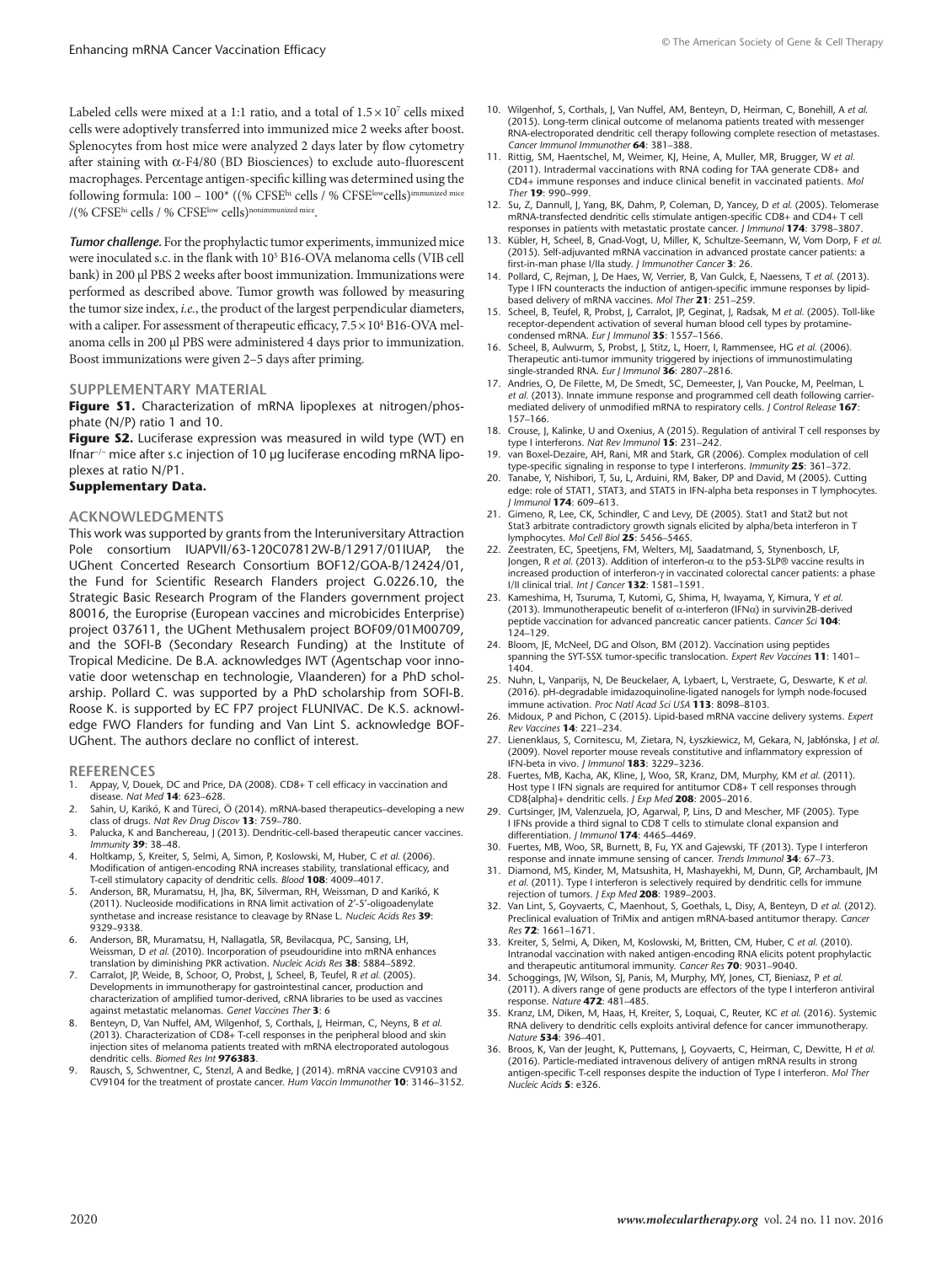Labeled cells were mixed at a 1:1 ratio, and a total of $1.5 \times 10^7$ cells mixed cells were adoptively transferred into immunized mice 2 weeks after boost. Splenocytes from host mice were analyzed 2 days later by flow cytometry after staining with α-F4/80 (BD Biosciences) to exclude auto-fluorescent macrophages. Percentage antigen-specific killing was determined using the following formula: $100 - 100^{*}\ ((\%\ \mathrm{CFSE^{hi}}\ \mathrm{cells}\ /\ \%\ \mathrm{CFSE^{low}cells})^{\mathrm{immunized\ mice}}\ /(\%\ \mathrm{CFSE^{hi}}\ \mathrm{cells}\ /\ \%\ \mathrm{CFSE^{low}}\ \mathrm{cells})^{\mathrm{nonimmunized\ mice}}$.

***Tumor challenge.*** For the prophylactic tumor experiments, immunized mice were inoculated s.c. in the flank with $10^5$ B16-OVA melanoma cells (VIB cell bank) in 200 µl PBS 2 weeks after boost immunization. Immunizations were performed as described above. Tumor growth was followed by measuring the tumor size index, *i.e.*, the product of the largest perpendicular diameters, with a caliper. For assessment of therapeutic efficacy, $7.5 \times 10^4$ B16-OVA melanoma cells in 200 µl PBS were administered 4 days prior to immunization. Boost immunizations were given 2–5 days after priming.

## SUPPLEMENTARY MATERIAL

**Figure S1.** Characterization of mRNA lipoplexes at nitrogen/phosphate (N/P) ratio 1 and 10.

**Figure S2.** Luciferase expression was measured in wild type (WT) en Ifnar$^{-/-}$ mice after s.c injection of 10 µg luciferase encoding mRNA lipoplexes at ratio N/P1.

**Supplementary Data.**

## ACKNOWLEDGMENTS

This work was supported by grants from the Interuniversitary Attraction Pole consortium IUAPVII/63-120C07812W-B/12917/01IUAP, the UGhent Concerted Research Consortium BOF12/GOA-B/12424/01, the Fund for Scientific Research Flanders project G.0226.10, the Strategic Basic Research Program of the Flanders government project 80016, the Europrise (European vaccines and microbicides Enterprise) project 037611, the UGhent Methusalem project BOF09/01M00709, and the SOFI-B (Secondary Research Funding) at the Institute of Tropical Medicine. De B.A. acknowledges IWT (Agentschap voor innovatie door wetenschap en technologie, Vlaanderen) for a PhD scholarship. Pollard C. was supported by a PhD scholarship from SOFI-B. Roose K. is supported by EC FP7 project FLUNIVAC. De K.S. acknowledge FWO Flanders for funding and Van Lint S. acknowledge BOF-UGhent. The authors declare no conflict of interest.

## REFERENCES

1. Appay, V, Douek, DC and Price, DA (2008). CD8+ T cell efficacy in vaccination and disease. *Nat Med* **14**: 623–628.
2. Sahin, U, Karikó, K and Türeci, Ö (2014). mRNA-based therapeutics–developing a new class of drugs. *Nat Rev Drug Discov* **13**: 759–780.
3. Palucka, K and Banchereau, J (2013). Dendritic-cell-based therapeutic cancer vaccines. *Immunity* **39**: 38–48.
4. Holtkamp, S, Kreiter, S, Selmi, A, Simon, P, Koslowski, M, Huber, C *et al.* (2006). Modification of antigen-encoding RNA increases stability, translational efficacy, and T-cell stimulatory capacity of dendritic cells. *Blood* **108**: 4009–4017.
5. Anderson, BR, Muramatsu, H, Jha, BK, Silverman, RH, Weissman, D and Karikó, K (2011). Nucleoside modifications in RNA limit activation of 2′-5′-oligoadenylate synthetase and increase resistance to cleavage by RNase L. *Nucleic Acids Res* **39**: 9329–9338.
6. Anderson, BR, Muramatsu, H, Nallagatla, SR, Bevilacqua, PC, Sansing, LH, Weissman, D *et al.* (2010). Incorporation of pseudouridine into mRNA enhances translation by diminishing PKR activation. *Nucleic Acids Res* **38**: 5884–5892.
7. Carralot, JP, Weide, B, Schoor, O, Probst, J, Scheel, B, Teufel, R *et al.* (2005). Developments in immunotherapy for gastrointestinal cancer, production and characterization of amplified tumor-derived, cRNA libraries to be used as vaccines against metastatic melanomas. *Genet Vaccines Ther* **3**: 6
8. Benteyn, D, Van Nuffel, AM, Wilgenhof, S, Corthals, J, Heirman, C, Neyns, B *et al.* (2013). Characterization of CD8+ T-cell responses in the peripheral blood and skin injection sites of melanoma patients treated with mRNA electroporated autologous dendritic cells. *Biomed Res Int* **976383**.
9. Rausch, S, Schwentner, C, Stenzl, A and Bedke, J (2014). mRNA vaccine CV9103 and CV9104 for the treatment of prostate cancer. *Hum Vaccin Immunother* **10**: 3146–3152.
10. Wilgenhof, S, Corthals, J, Van Nuffel, AM, Benteyn, D, Heirman, C, Bonehill, A *et al.* (2015). Long-term clinical outcome of melanoma patients treated with messenger RNA-electroporated dendritic cell therapy following complete resection of metastases. *Cancer Immunol Immunother* **64**: 381–388.
11. Rittig, SM, Haentschel, M, Weimer, KJ, Heine, A, Muller, MR, Brugger, W *et al.* (2011). Intradermal vaccinations with RNA coding for TAA generate CD8+ and CD4+ immune responses and induce clinical benefit in vaccinated patients. *Mol Ther* **19**: 990–999.
12. Su, Z, Dannull, J, Yang, BK, Dahm, P, Coleman, D, Yancey, D *et al.* (2005). Telomerase mRNA-transfected dendritic cells stimulate antigen-specific CD8+ and CD4+ T cell responses in patients with metastatic prostate cancer. *J Immunol* **174**: 3798–3807.
13. Kübler, H, Scheel, B, Gnad-Vogt, U, Miller, K, Schultze-Seemann, W, Vom Dorp, F *et al.* (2015). Self-adjuvanted mRNA vaccination in advanced prostate cancer patients: a first-in-man phase I/IIa study. *J Immunother Cancer* **3**: 26.
14. Pollard, C, Rejman, J, De Haes, W, Verrier, B, Van Gulck, E, Naessens, T *et al.* (2013). Type I IFN counteracts the induction of antigen-specific immune responses by lipid-based delivery of mRNA vaccines. *Mol Ther* **21**: 251–259.
15. Scheel, B, Teufel, R, Probst, J, Carralot, JP, Geginat, J, Radsak, M *et al.* (2005). Toll-like receptor-dependent activation of several human blood cell types by protamine-condensed mRNA. *Eur J Immunol* **35**: 1557–1566.
16. Scheel, B, Aulwurm, S, Probst, J, Stitz, L, Hoerr, I, Rammensee, HG *et al.* (2006). Therapeutic anti-tumor immunity triggered by injections of immunostimulating single-stranded RNA. *Eur J Immunol* **36**: 2807–2816.
17. Andries, O, De Filette, M, De Smedt, SC, Demeester, J, Van Poucke, M, Peelman, L *et al.* (2013). Innate immune response and programmed cell death following carrier-mediated delivery of unmodified mRNA to respiratory cells. *J Control Release* **167**: 157–166.
18. Crouse, J, Kalinke, U and Oxenius, A (2015). Regulation of antiviral T cell responses by type I interferons. *Nat Rev Immunol* **15**: 231–242.
19. van Boxel-Dezaire, AH, Rani, MR and Stark, GR (2006). Complex modulation of cell type-specific signaling in response to type I interferons. *Immunity* **25**: 361–372.
20. Tanabe, Y, Nishibori, T, Su, L, Arduini, RM, Baker, DP and David, M (2005). Cutting edge: role of STAT1, STAT3, and STAT5 in IFN-alpha beta responses in T lymphocytes. *J Immunol* **174**: 609–613.
21. Gimeno, R, Lee, CK, Schindler, C and Levy, DE (2005). Stat1 and Stat2 but not Stat3 arbitrate contradictory growth signals elicited by alpha/beta interferon in T lymphocytes. *Mol Cell Biol* **25**: 5456–5465.
22. Zeestraten, EC, Speetjens, FM, Welters, MJ, Saadatmand, S, Stynenbosch, LF, Jongen, R *et al.* (2013). Addition of interferon-α to the p53-SLP® vaccine results in increased production of interferon-γ in vaccinated colorectal cancer patients: a phase I/II clinical trial. *Int J Cancer* **132**: 1581–1591.
23. Kameshima, H, Tsuruma, T, Kutomi, G, Shima, H, Iwayama, Y, Kimura, Y *et al.* (2013). Immunotherapeutic benefit of α-interferon (IFNα) in survivin2B-derived peptide vaccination for advanced pancreatic cancer patients. *Cancer Sci* **104**: 124–129.
24. Bloom, JE, McNeel, DG and Olson, BM (2012). Vaccination using peptides spanning the SYT-SSX tumor-specific translocation. *Expert Rev Vaccines* **11**: 1401–1404.
25. Nuhn, L, Vanparijs, N, De Beuckelaer, A, Lybaert, L, Verstraete, G, Deswarte, K *et al.* (2016). pH-degradable imidazoquinoline-ligated nanogels for lymph node-focused immune activation. *Proc Natl Acad Sci USA* **113**: 8098–8103.
26. Midoux, P and Pichon, C (2015). Lipid-based mRNA vaccine delivery systems. *Expert Rev Vaccines* **14**: 221–234.
27. Lienenklaus, S, Cornitescu, M, Zietara, N, Łyszkiewicz, M, Gekara, N, Jabłónska, J *et al.* (2009). Novel reporter mouse reveals constitutive and inflammatory expression of IFN-beta in vivo. *J Immunol* **183**: 3229–3236.
28. Fuertes, MB, Kacha, AK, Kline, J, Woo, SR, Kranz, DM, Murphy, KM *et al.* (2011). Host type I IFN signals are required for antitumor CD8+ T cell responses through CD8{alpha}+ dendritic cells. *J Exp Med* **208**: 2005–2016.
29. Curtsinger, JM, Valenzuela, JO, Agarwal, P, Lins, D and Mescher, MF (2005). Type I IFNs provide a third signal to CD8 T cells to stimulate clonal expansion and differentiation. *J Immunol* **174**: 4465–4469.
30. Fuertes, MB, Woo, SR, Burnett, B, Fu, YX and Gajewski, TF (2013). Type I interferon response and innate immune sensing of cancer. *Trends Immunol* **34**: 67–73.
31. Diamond, MS, Kinder, M, Matsushita, H, Mashayekhi, M, Dunn, GP, Archambault, JM *et al.* (2011). Type I interferon is selectively required by dendritic cells for immune rejection of tumors. *J Exp Med* **208**: 1989–2003.
32. Van Lint, S, Goyvaerts, C, Maenhout, S, Goethals, L, Disy, A, Benteyn, D *et al.* (2012). Preclinical evaluation of TriMix and antigen mRNA-based antitumor therapy. *Cancer Res* **72**: 1661–1671.
33. Kreiter, S, Selmi, A, Diken, M, Koslowski, M, Britten, CM, Huber, C *et al.* (2010). Intranodal vaccination with naked antigen-encoding RNA elicits potent prophylactic and therapeutic antitumoral immunity. *Cancer Res* **70**: 9031–9040.
34. Schoggins, JW, Wilson, SJ, Panis, M, Murphy, MY, Jones, CT, Bieniasz, P *et al.* (2011). A divers range of gene products are effectors of the type I interferon antiviral response. *Nature* **472**: 481–485.
35. Kranz, LM, Diken, M, Haas, H, Kreiter, S, Loquai, C, Reuter, KC *et al.* (2016). Systemic RNA delivery to dendritic cells exploits antiviral defence for cancer immunotherapy. *Nature* **534**: 396–401.
36. Broos, K, Van der Jeught, K, Puttemans, J, Goyvaerts, C, Heirman, C, Dewitte, H *et al.* (2016). Particle-mediated intravenous delivery of antigen mRNA results in strong antigen-specific T-cell responses despite the induction of Type I interferon. *Mol Ther Nucleic Acids* **5**: e326.